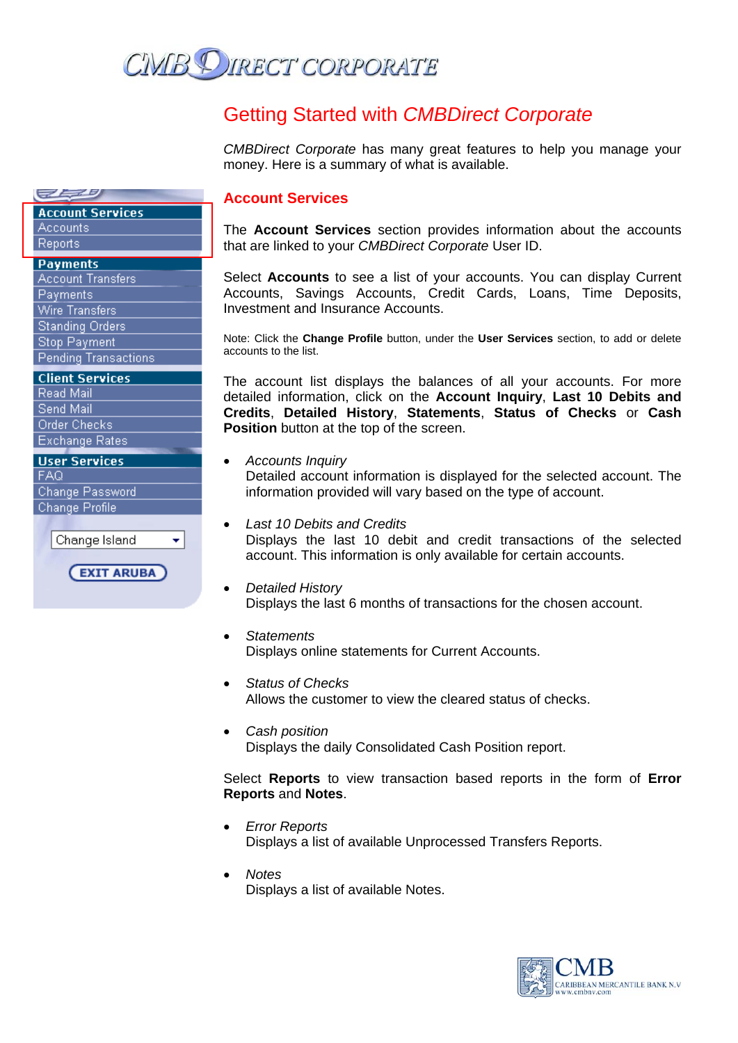# Getting Started with *CMBDirect Corporate*

*CMBDirect Corporate* has many great features to help you manage your money. Here is a summary of what is available.

## Account Services

The **Account Services** section provides information about the accounts that are linked to your *CMBDirect Corporate* User ID.

Select **Accounts** to see a list of your accounts. You can display Current Accounts, Savings Accounts, Credit Cards, Loans, Time Deposits, Investment and Insurance Accounts.

Note: Click the **Change Profile** button, under the **User Services** section, to add or delete accounts to the list.

The account list displays the balances of all your accounts. For more detailed information, click on the **Account Inquiry**, **Last 10 Debits and Credits**, **Detailed History**, **Statements**, **Status of Checks** or **Cash Position** button at the top of the screen.

- *Accounts Inquiry*
  Detailed account information is displayed for the selected account. The information provided will vary based on the type of account.

- *Last 10 Debits and Credits*
  Displays the last 10 debit and credit transactions of the selected account. This information is only available for certain accounts.

- *Detailed History*
  Displays the last 6 months of transactions for the chosen account.

- *Statements*
  Displays online statements for Current Accounts.

- *Status of Checks*
  Allows the customer to view the cleared status of checks.

- *Cash position*
  Displays the daily Consolidated Cash Position report.

Select **Reports** to view transaction based reports in the form of **Error Reports** and **Notes**.

- *Error Reports*
  Displays a list of available Unprocessed Transfers Reports.

- *Notes*
  Displays a list of available Notes.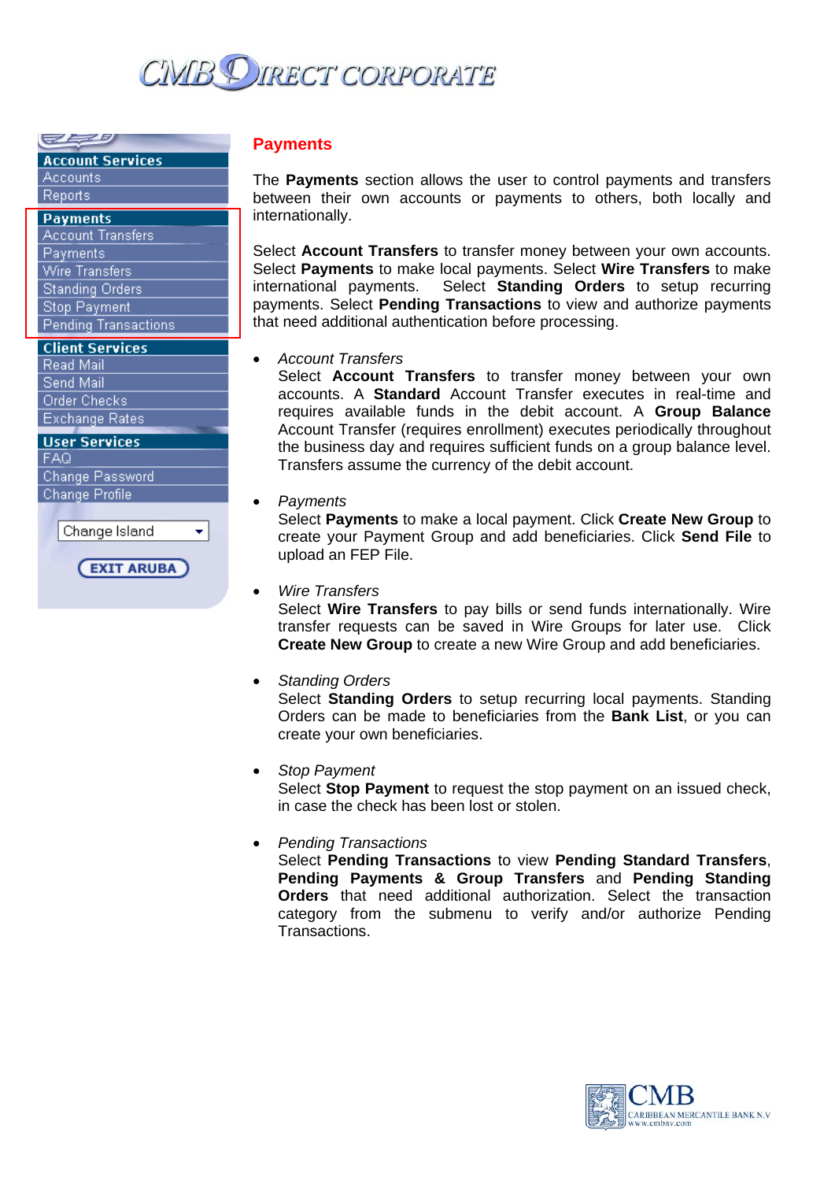## Payments

The **Payments** section allows the user to control payments and transfers between their own accounts or payments to others, both locally and internationally.

Select **Account Transfers** to transfer money between your own accounts. Select **Payments** to make local payments. Select **Wire Transfers** to make international payments. Select **Standing Orders** to setup recurring payments. Select **Pending Transactions** to view and authorize payments that need additional authentication before processing.

- *Account Transfers*
  Select **Account Transfers** to transfer money between your own accounts. A **Standard** Account Transfer executes in real-time and requires available funds in the debit account. A **Group Balance** Account Transfer (requires enrollment) executes periodically throughout the business day and requires sufficient funds on a group balance level. Transfers assume the currency of the debit account.

- *Payments*
  Select **Payments** to make a local payment. Click **Create New Group** to create your Payment Group and add beneficiaries. Click **Send File** to upload an FEP File.

- *Wire Transfers*
  Select **Wire Transfers** to pay bills or send funds internationally. Wire transfer requests can be saved in Wire Groups for later use. Click **Create New Group** to create a new Wire Group and add beneficiaries.

- *Standing Orders*
  Select **Standing Orders** to setup recurring local payments. Standing Orders can be made to beneficiaries from the **Bank List**, or you can create your own beneficiaries.

- *Stop Payment*
  Select **Stop Payment** to request the stop payment on an issued check, in case the check has been lost or stolen.

- *Pending Transactions*
  Select **Pending Transactions** to view **Pending Standard Transfers**, **Pending Payments & Group Transfers** and **Pending Standing Orders** that need additional authorization. Select the transaction category from the submenu to verify and/or authorize Pending Transactions.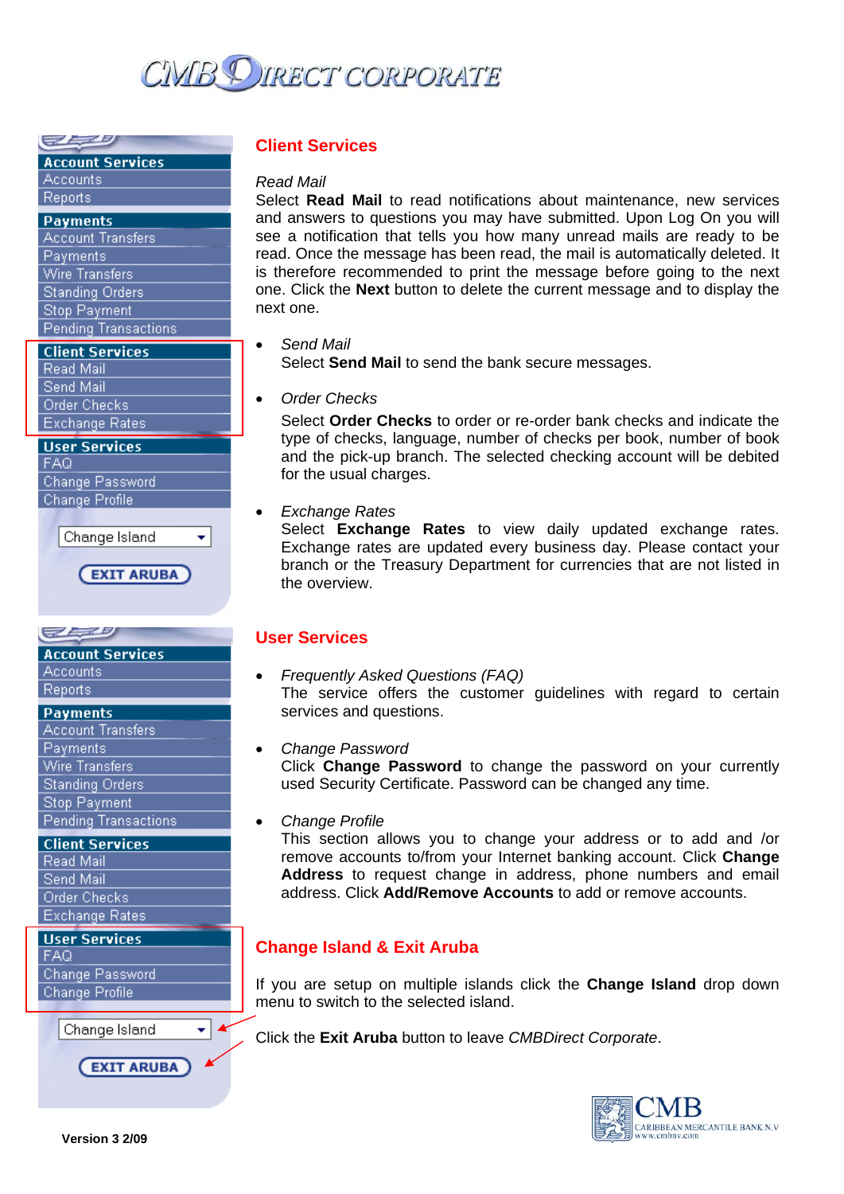## Client Services

*Read Mail*
Select **Read Mail** to read notifications about maintenance, new services and answers to questions you may have submitted. Upon Log On you will see a notification that tells you how many unread mails are ready to be read. Once the message has been read, the mail is automatically deleted. It is therefore recommended to print the message before going to the next one. Click the **Next** button to delete the current message and to display the next one.

- *Send Mail*
  Select **Send Mail** to send the bank secure messages.

- *Order Checks*
  Select **Order Checks** to order or re-order bank checks and indicate the type of checks, language, number of checks per book, number of book and the pick-up branch. The selected checking account will be debited for the usual charges.

- *Exchange Rates*
  Select **Exchange Rates** to view daily updated exchange rates. Exchange rates are updated every business day. Please contact your branch or the Treasury Department for currencies that are not listed in the overview.

## User Services

- *Frequently Asked Questions (FAQ)*
  The service offers the customer guidelines with regard to certain services and questions.

- *Change Password*
  Click **Change Password** to change the password on your currently used Security Certificate. Password can be changed any time.

- *Change Profile*
  This section allows you to change your address or to add and /or remove accounts to/from your Internet banking account. Click **Change Address** to request change in address, phone numbers and email address. Click **Add/Remove Accounts** to add or remove accounts.

## Change Island & Exit Aruba

If you are setup on multiple islands click the **Change Island** drop down menu to switch to the selected island.

Click the **Exit Aruba** button to leave *CMBDirect Corporate*.

Version 3 2/09